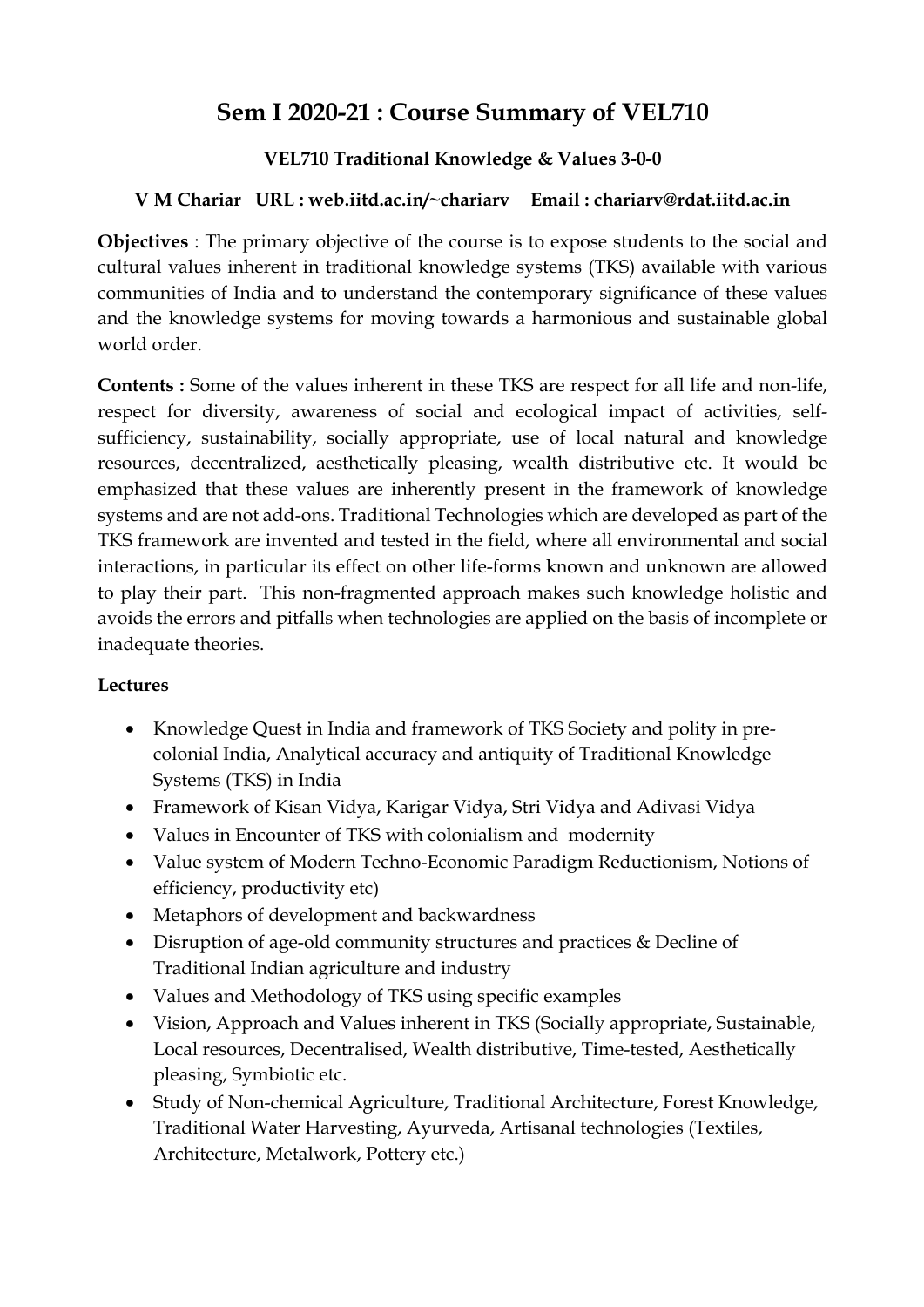# Sem I 2020-21 : Course Summary of VEL710

### VEL710 Traditional Knowledge & Values 3-0-0

**V M Chariar URL : web.iitd.ac.in/~chariarv Email : chariarv@rdat.iitd.ac.in**

**Objectives** : The primary objective of the course is to expose students to the social and cultural values inherent in traditional knowledge systems (TKS) available with various communities of India and to understand the contemporary significance of these values and the knowledge systems for moving towards a harmonious and sustainable global world order.

**Contents :** Some of the values inherent in these TKS are respect for all life and non-life, respect for diversity, awareness of social and ecological impact of activities, self-sufficiency, sustainability, socially appropriate, use of local natural and knowledge resources, decentralized, aesthetically pleasing, wealth distributive etc. It would be emphasized that these values are inherently present in the framework of knowledge systems and are not add-ons. Traditional Technologies which are developed as part of the TKS framework are invented and tested in the field, where all environmental and social interactions, in particular its effect on other life-forms known and unknown are allowed to play their part. This non-fragmented approach makes such knowledge holistic and avoids the errors and pitfalls when technologies are applied on the basis of incomplete or inadequate theories.

**Lectures**

- Knowledge Quest in India and framework of TKS Society and polity in pre-colonial India, Analytical accuracy and antiquity of Traditional Knowledge Systems (TKS) in India
- Framework of Kisan Vidya, Karigar Vidya, Stri Vidya and Adivasi Vidya
- Values in Encounter of TKS with colonialism and modernity
- Value system of Modern Techno-Economic Paradigm Reductionism, Notions of efficiency, productivity etc)
- Metaphors of development and backwardness
- Disruption of age-old community structures and practices & Decline of Traditional Indian agriculture and industry
- Values and Methodology of TKS using specific examples
- Vision, Approach and Values inherent in TKS (Socially appropriate, Sustainable, Local resources, Decentralised, Wealth distributive, Time-tested, Aesthetically pleasing, Symbiotic etc.
- Study of Non-chemical Agriculture, Traditional Architecture, Forest Knowledge, Traditional Water Harvesting, Ayurveda, Artisanal technologies (Textiles, Architecture, Metalwork, Pottery etc.)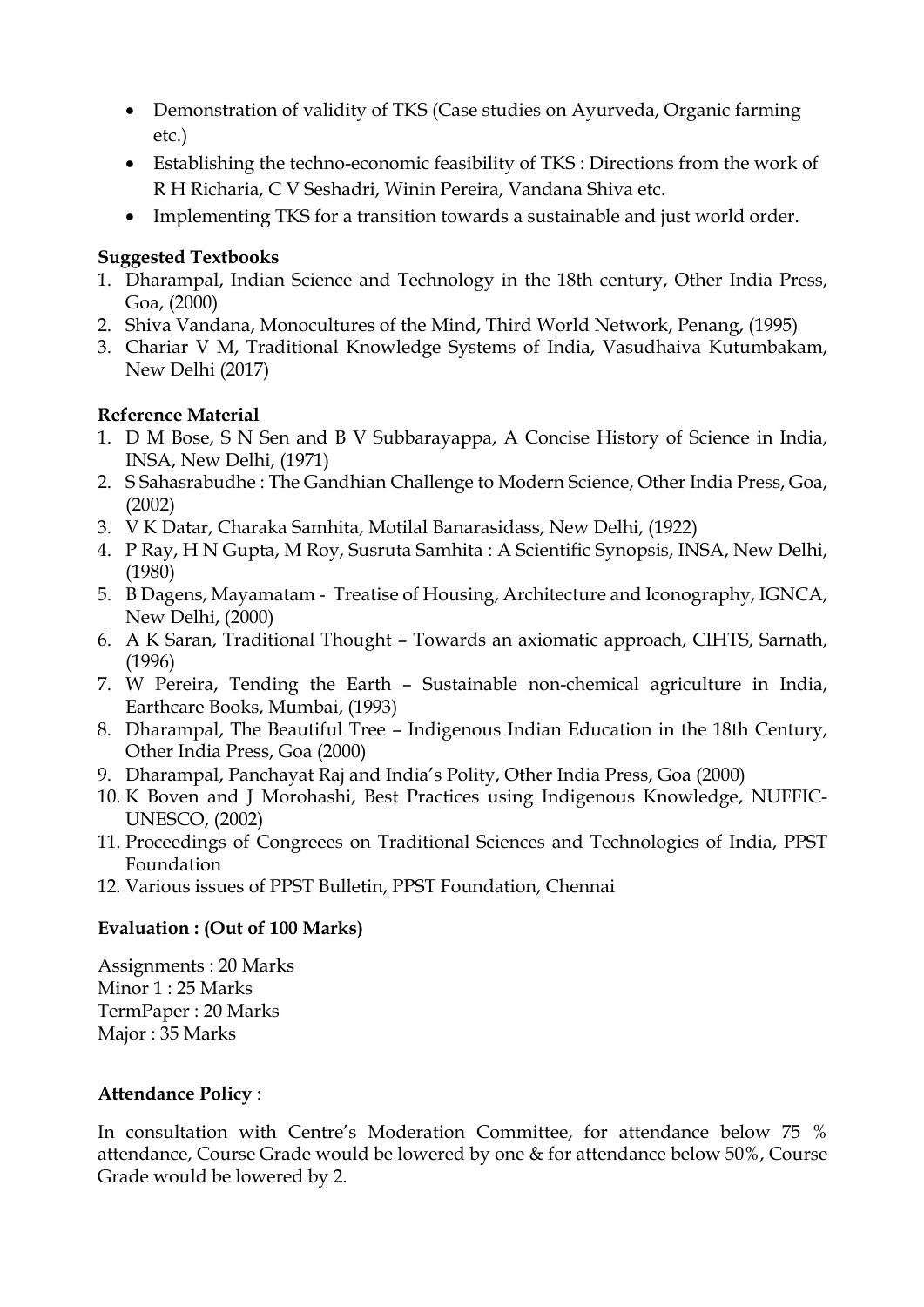- Demonstration of validity of TKS (Case studies on Ayurveda, Organic farming etc.)
- Establishing the techno-economic feasibility of TKS : Directions from the work of R H Richaria, C V Seshadri, Winin Pereira, Vandana Shiva etc.
- Implementing TKS for a transition towards a sustainable and just world order.

**Suggested Textbooks**

1. Dharampal, Indian Science and Technology in the 18th century, Other India Press, Goa, (2000)
2. Shiva Vandana, Monocultures of the Mind, Third World Network, Penang, (1995)
3. Chariar V M, Traditional Knowledge Systems of India, Vasudhaiva Kutumbakam, New Delhi (2017)

**Reference Material**

1. D M Bose, S N Sen and B V Subbarayappa, A Concise History of Science in India, INSA, New Delhi, (1971)
2. S Sahasrabudhe : The Gandhian Challenge to Modern Science, Other India Press, Goa, (2002)
3. V K Datar, Charaka Samhita, Motilal Banarasidass, New Delhi, (1922)
4. P Ray, H N Gupta, M Roy, Susruta Samhita : A Scientific Synopsis, INSA, New Delhi, (1980)
5. B Dagens, Mayamatam - Treatise of Housing, Architecture and Iconography, IGNCA, New Delhi, (2000)
6. A K Saran, Traditional Thought – Towards an axiomatic approach, CIHTS, Sarnath, (1996)
7. W Pereira, Tending the Earth – Sustainable non-chemical agriculture in India, Earthcare Books, Mumbai, (1993)
8. Dharampal, The Beautiful Tree – Indigenous Indian Education in the 18th Century, Other India Press, Goa (2000)
9. Dharampal, Panchayat Raj and India's Polity, Other India Press, Goa (2000)
10. K Boven and J Morohashi, Best Practices using Indigenous Knowledge, NUFFIC-UNESCO, (2002)
11. Proceedings of Congreees on Traditional Sciences and Technologies of India, PPST Foundation
12. Various issues of PPST Bulletin, PPST Foundation, Chennai

**Evaluation : (Out of 100 Marks)**

Assignments : 20 Marks
Minor 1 : 25 Marks
TermPaper : 20 Marks
Major : 35 Marks

**Attendance Policy** :

In consultation with Centre's Moderation Committee, for attendance below 75 % attendance, Course Grade would be lowered by one & for attendance below 50%, Course Grade would be lowered by 2.